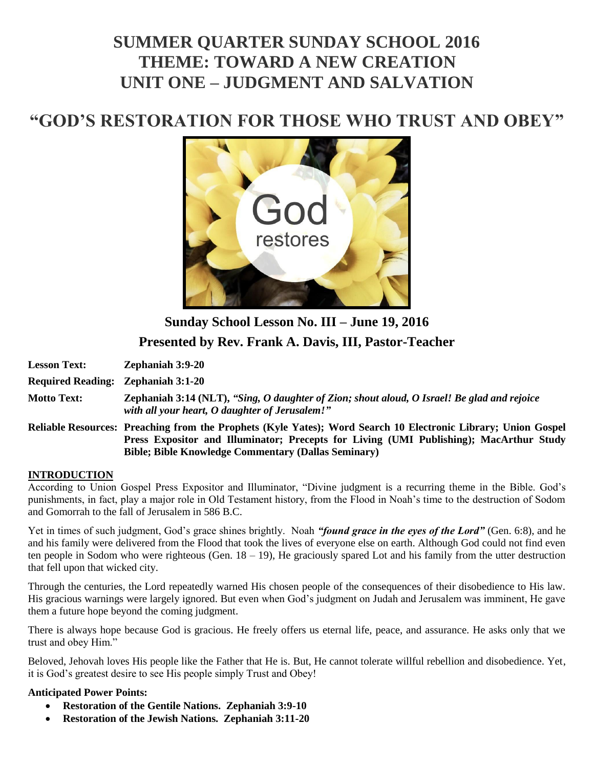# SUMMER QUARTER SUNDAY SCHOOL 2016
# THEME: TOWARD A NEW CREATION
# UNIT ONE – JUDGMENT AND SALVATION

# "GOD'S RESTORATION FOR THOSE WHO TRUST AND OBEY"

## Sunday School Lesson No. III – June 19, 2016
## Presented by Rev. Frank A. Davis, III, Pastor-Teacher

**Lesson Text:** **Zephaniah 3:9-20**

**Required Reading:** **Zephaniah 3:1-20**

**Motto Text:** **Zephaniah 3:14 (NLT),** ***"Sing, O daughter of Zion; shout aloud, O Israel! Be glad and rejoice with all your heart, O daughter of Jerusalem!"***

**Reliable Resources:** **Preaching from the Prophets (Kyle Yates); Word Search 10 Electronic Library; Union Gospel Press Expositor and Illuminator; Precepts for Living (UMI Publishing); MacArthur Study Bible; Bible Knowledge Commentary (Dallas Seminary)**

**INTRODUCTION**

According to Union Gospel Press Expositor and Illuminator, "Divine judgment is a recurring theme in the Bible. God's punishments, in fact, play a major role in Old Testament history, from the Flood in Noah's time to the destruction of Sodom and Gomorrah to the fall of Jerusalem in 586 B.C.

Yet in times of such judgment, God's grace shines brightly. Noah ***"found grace in the eyes of the Lord"*** (Gen. 6:8), and he and his family were delivered from the Flood that took the lives of everyone else on earth. Although God could not find even ten people in Sodom who were righteous (Gen. 18 – 19), He graciously spared Lot and his family from the utter destruction that fell upon that wicked city.

Through the centuries, the Lord repeatedly warned His chosen people of the consequences of their disobedience to His law. His gracious warnings were largely ignored. But even when God's judgment on Judah and Jerusalem was imminent, He gave them a future hope beyond the coming judgment.

There is always hope because God is gracious. He freely offers us eternal life, peace, and assurance. He asks only that we trust and obey Him."

Beloved, Jehovah loves His people like the Father that He is. But, He cannot tolerate willful rebellion and disobedience. Yet, it is God's greatest desire to see His people simply Trust and Obey!

**Anticipated Power Points:**

- **Restoration of the Gentile Nations. Zephaniah 3:9-10**
- **Restoration of the Jewish Nations. Zephaniah 3:11-20**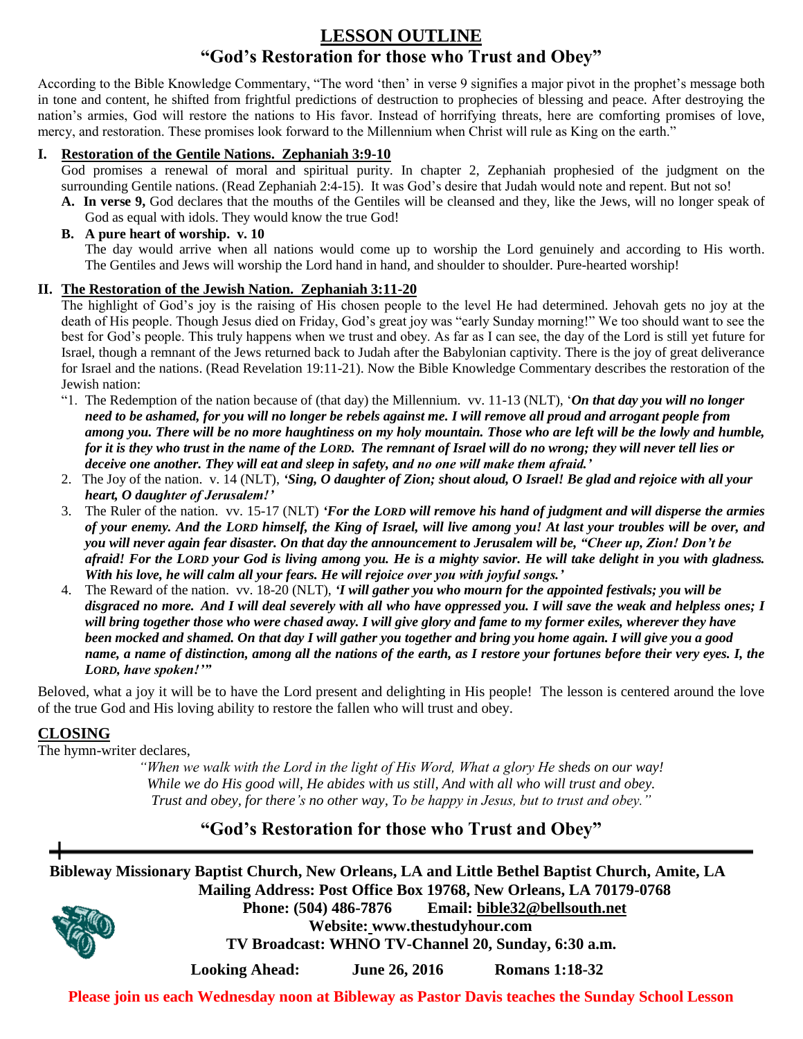# LESSON OUTLINE

## "God's Restoration for those who Trust and Obey"

According to the Bible Knowledge Commentary, "The word 'then' in verse 9 signifies a major pivot in the prophet's message both in tone and content, he shifted from frightful predictions of destruction to prophecies of blessing and peace. After destroying the nation's armies, God will restore the nations to His favor. Instead of horrifying threats, here are comforting promises of love, mercy, and restoration. These promises look forward to the Millennium when Christ will rule as King on the earth."

### I. Restoration of the Gentile Nations. Zephaniah 3:9-10

God promises a renewal of moral and spiritual purity. In chapter 2, Zephaniah prophesied of the judgment on the surrounding Gentile nations. (Read Zephaniah 2:4-15). It was God's desire that Judah would note and repent. But not so!

**A. In verse 9,** God declares that the mouths of the Gentiles will be cleansed and they, like the Jews, will no longer speak of God as equal with idols. They would know the true God!

**B. A pure heart of worship. v. 10**

The day would arrive when all nations would come up to worship the Lord genuinely and according to His worth. The Gentiles and Jews will worship the Lord hand in hand, and shoulder to shoulder. Pure-hearted worship!

### II. The Restoration of the Jewish Nation. Zephaniah 3:11-20

The highlight of God's joy is the raising of His chosen people to the level He had determined. Jehovah gets no joy at the death of His people. Though Jesus died on Friday, God's great joy was "early Sunday morning!" We too should want to see the best for God's people. This truly happens when we trust and obey. As far as I can see, the day of the Lord is still yet future for Israel, though a remnant of the Jews returned back to Judah after the Babylonian captivity. There is the joy of great deliverance for Israel and the nations. (Read Revelation 19:11-21). Now the Bible Knowledge Commentary describes the restoration of the Jewish nation:

"1. The Redemption of the nation because of (that day) the Millennium. vv. 11-13 (NLT), '***On that day you will no longer need to be ashamed, for you will no longer be rebels against me. I will remove all proud and arrogant people from among you. There will be no more haughtiness on my holy mountain. Those who are left will be the lowly and humble, for it is they who trust in the name of the LORD. The remnant of Israel will do no wrong; they will never tell lies or deceive one another. They will eat and sleep in safety, and no one will make them afraid.'***

2. The Joy of the nation. v. 14 (NLT), ***'Sing, O daughter of Zion; shout aloud, O Israel! Be glad and rejoice with all your heart, O daughter of Jerusalem!'***

3. The Ruler of the nation. vv. 15-17 (NLT) ***'For the LORD will remove his hand of judgment and will disperse the armies of your enemy. And the LORD himself, the King of Israel, will live among you! At last your troubles will be over, and you will never again fear disaster. On that day the announcement to Jerusalem will be, "Cheer up, Zion! Don't be afraid! For the LORD your God is living among you. He is a mighty savior. He will take delight in you with gladness. With his love, he will calm all your fears. He will rejoice over you with joyful songs.'***

4. The Reward of the nation. vv. 18-20 (NLT), ***'I will gather you who mourn for the appointed festivals; you will be disgraced no more. And I will deal severely with all who have oppressed you. I will save the weak and helpless ones; I will bring together those who were chased away. I will give glory and fame to my former exiles, wherever they have been mocked and shamed. On that day I will gather you together and bring you home again. I will give you a good name, a name of distinction, among all the nations of the earth, as I restore your fortunes before their very eyes. I, the LORD, have spoken!'"***

Beloved, what a joy it will be to have the Lord present and delighting in His people! The lesson is centered around the love of the true God and His loving ability to restore the fallen who will trust and obey.

## CLOSING

The hymn-writer declares,

*"When we walk with the Lord in the light of His Word, What a glory He sheds on our way!*
*While we do His good will, He abides with us still, And with all who will trust and obey.*
*Trust and obey, for there's no other way, To be happy in Jesus, but to trust and obey."*

## "God's Restoration for those who Trust and Obey"

**Bibleway Missionary Baptist Church, New Orleans, LA and Little Bethel Baptist Church, Amite, LA**
**Mailing Address: Post Office Box 19768, New Orleans, LA 70179-0768**
**Phone: (504) 486-7876 Email: bible32@bellsouth.net**
**Website: www.thestudyhour.com**
**TV Broadcast: WHNO TV-Channel 20, Sunday, 6:30 a.m.**

**Looking Ahead: June 26, 2016 Romans 1:18-32**

**Please join us each Wednesday noon at Bibleway as Pastor Davis teaches the Sunday School Lesson**